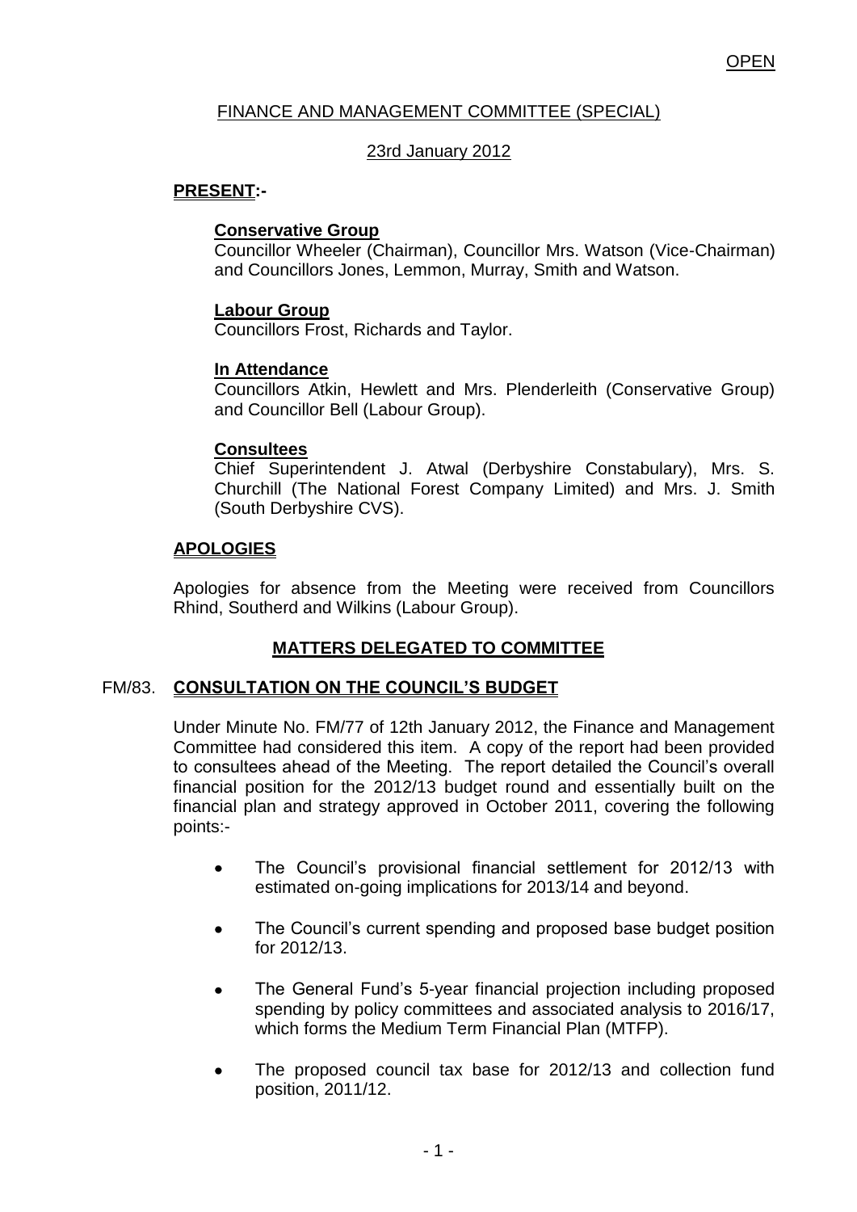OPEN

# FINANCE AND MANAGEMENT COMMITTEE (SPECIAL)

23rd January 2012

**PRESENT:-**

**Conservative Group**
Councillor Wheeler (Chairman), Councillor Mrs. Watson (Vice-Chairman) and Councillors Jones, Lemmon, Murray, Smith and Watson.

**Labour Group**
Councillors Frost, Richards and Taylor.

**In Attendance**
Councillors Atkin, Hewlett and Mrs. Plenderleith (Conservative Group) and Councillor Bell (Labour Group).

**Consultees**
Chief Superintendent J. Atwal (Derbyshire Constabulary), Mrs. S. Churchill (The National Forest Company Limited) and Mrs. J. Smith (South Derbyshire CVS).

**APOLOGIES**

Apologies for absence from the Meeting were received from Councillors Rhind, Southerd and Wilkins (Labour Group).

## MATTERS DELEGATED TO COMMITTEE

### FM/83. CONSULTATION ON THE COUNCIL'S BUDGET

Under Minute No. FM/77 of 12th January 2012, the Finance and Management Committee had considered this item. A copy of the report had been provided to consultees ahead of the Meeting. The report detailed the Council's overall financial position for the 2012/13 budget round and essentially built on the financial plan and strategy approved in October 2011, covering the following points:-

- The Council's provisional financial settlement for 2012/13 with estimated on-going implications for 2013/14 and beyond.
- The Council's current spending and proposed base budget position for 2012/13.
- The General Fund's 5-year financial projection including proposed spending by policy committees and associated analysis to 2016/17, which forms the Medium Term Financial Plan (MTFP).
- The proposed council tax base for 2012/13 and collection fund position, 2011/12.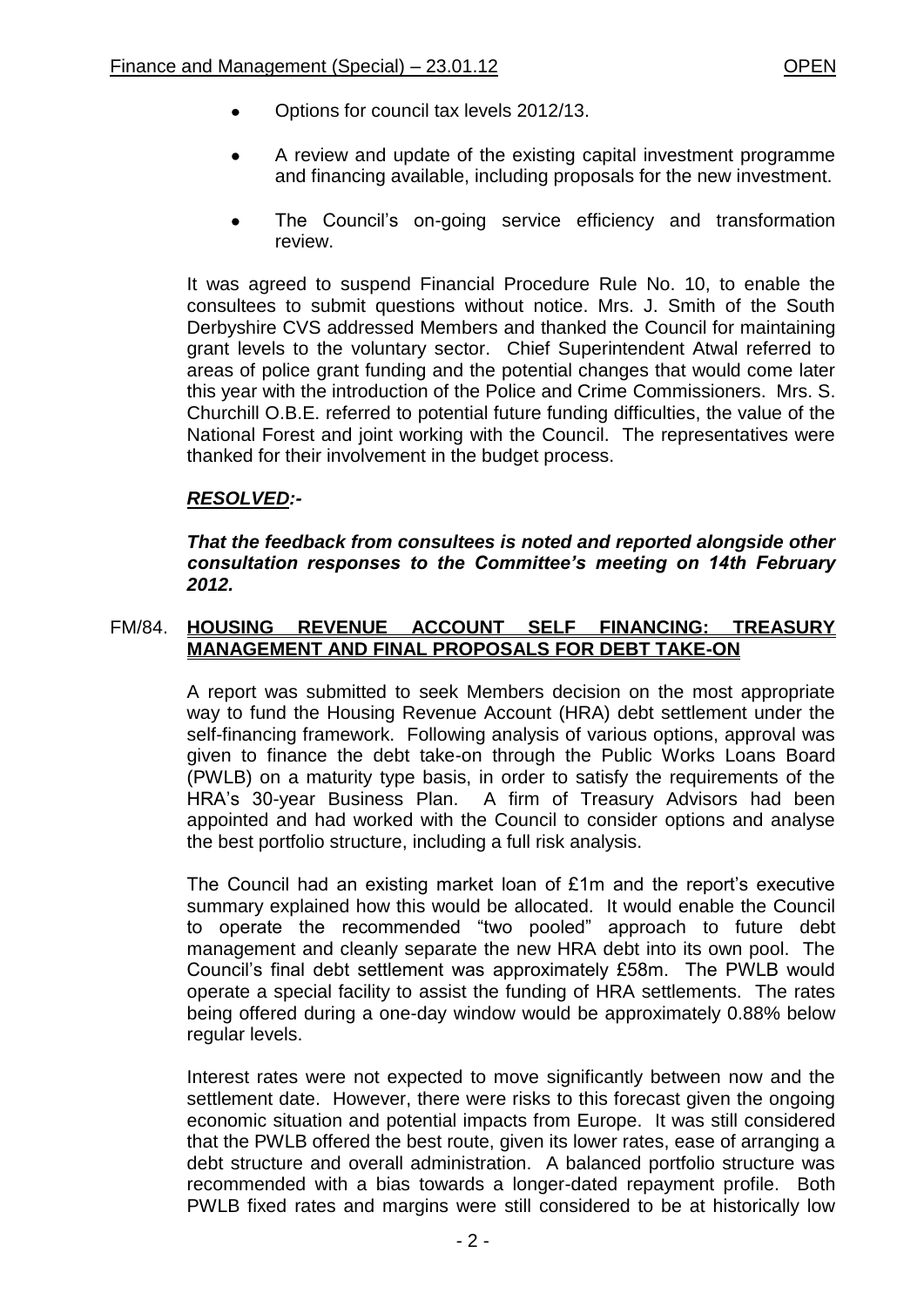- Options for council tax levels 2012/13.
- A review and update of the existing capital investment programme and financing available, including proposals for the new investment.
- The Council's on-going service efficiency and transformation review.

It was agreed to suspend Financial Procedure Rule No. 10, to enable the consultees to submit questions without notice. Mrs. J. Smith of the South Derbyshire CVS addressed Members and thanked the Council for maintaining grant levels to the voluntary sector. Chief Superintendent Atwal referred to areas of police grant funding and the potential changes that would come later this year with the introduction of the Police and Crime Commissioners. Mrs. S. Churchill O.B.E. referred to potential future funding difficulties, the value of the National Forest and joint working with the Council. The representatives were thanked for their involvement in the budget process.

***RESOLVED:-***

***That the feedback from consultees is noted and reported alongside other consultation responses to the Committee's meeting on 14th February 2012.***

## FM/84. HOUSING REVENUE ACCOUNT SELF FINANCING: TREASURY MANAGEMENT AND FINAL PROPOSALS FOR DEBT TAKE-ON

A report was submitted to seek Members decision on the most appropriate way to fund the Housing Revenue Account (HRA) debt settlement under the self-financing framework. Following analysis of various options, approval was given to finance the debt take-on through the Public Works Loans Board (PWLB) on a maturity type basis, in order to satisfy the requirements of the HRA's 30-year Business Plan. A firm of Treasury Advisors had been appointed and had worked with the Council to consider options and analyse the best portfolio structure, including a full risk analysis.

The Council had an existing market loan of £1m and the report's executive summary explained how this would be allocated. It would enable the Council to operate the recommended "two pooled" approach to future debt management and cleanly separate the new HRA debt into its own pool. The Council's final debt settlement was approximately £58m. The PWLB would operate a special facility to assist the funding of HRA settlements. The rates being offered during a one-day window would be approximately 0.88% below regular levels.

Interest rates were not expected to move significantly between now and the settlement date. However, there were risks to this forecast given the ongoing economic situation and potential impacts from Europe. It was still considered that the PWLB offered the best route, given its lower rates, ease of arranging a debt structure and overall administration. A balanced portfolio structure was recommended with a bias towards a longer-dated repayment profile. Both PWLB fixed rates and margins were still considered to be at historically low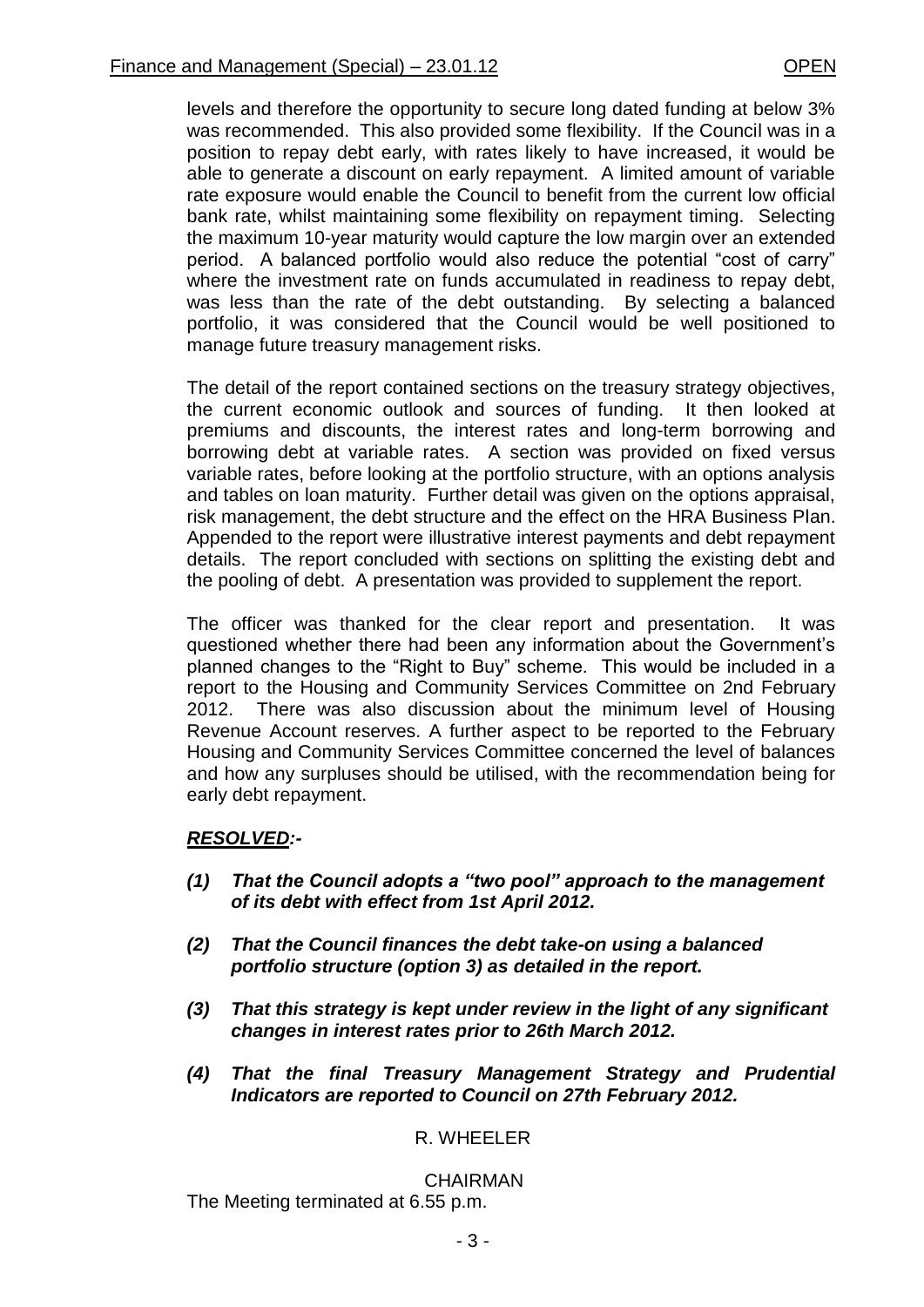levels and therefore the opportunity to secure long dated funding at below 3% was recommended. This also provided some flexibility. If the Council was in a position to repay debt early, with rates likely to have increased, it would be able to generate a discount on early repayment. A limited amount of variable rate exposure would enable the Council to benefit from the current low official bank rate, whilst maintaining some flexibility on repayment timing. Selecting the maximum 10-year maturity would capture the low margin over an extended period. A balanced portfolio would also reduce the potential "cost of carry" where the investment rate on funds accumulated in readiness to repay debt, was less than the rate of the debt outstanding. By selecting a balanced portfolio, it was considered that the Council would be well positioned to manage future treasury management risks.

The detail of the report contained sections on the treasury strategy objectives, the current economic outlook and sources of funding. It then looked at premiums and discounts, the interest rates and long-term borrowing and borrowing debt at variable rates. A section was provided on fixed versus variable rates, before looking at the portfolio structure, with an options analysis and tables on loan maturity. Further detail was given on the options appraisal, risk management, the debt structure and the effect on the HRA Business Plan. Appended to the report were illustrative interest payments and debt repayment details. The report concluded with sections on splitting the existing debt and the pooling of debt. A presentation was provided to supplement the report.

The officer was thanked for the clear report and presentation. It was questioned whether there had been any information about the Government's planned changes to the "Right to Buy" scheme. This would be included in a report to the Housing and Community Services Committee on 2nd February 2012. There was also discussion about the minimum level of Housing Revenue Account reserves. A further aspect to be reported to the February Housing and Community Services Committee concerned the level of balances and how any surpluses should be utilised, with the recommendation being for early debt repayment.

***RESOLVED:-***

***(1) That the Council adopts a "two pool" approach to the management of its debt with effect from 1st April 2012.***

***(2) That the Council finances the debt take-on using a balanced portfolio structure (option 3) as detailed in the report.***

***(3) That this strategy is kept under review in the light of any significant changes in interest rates prior to 26th March 2012.***

***(4) That the final Treasury Management Strategy and Prudential Indicators are reported to Council on 27th February 2012.***

R. WHEELER

CHAIRMAN

The Meeting terminated at 6.55 p.m.